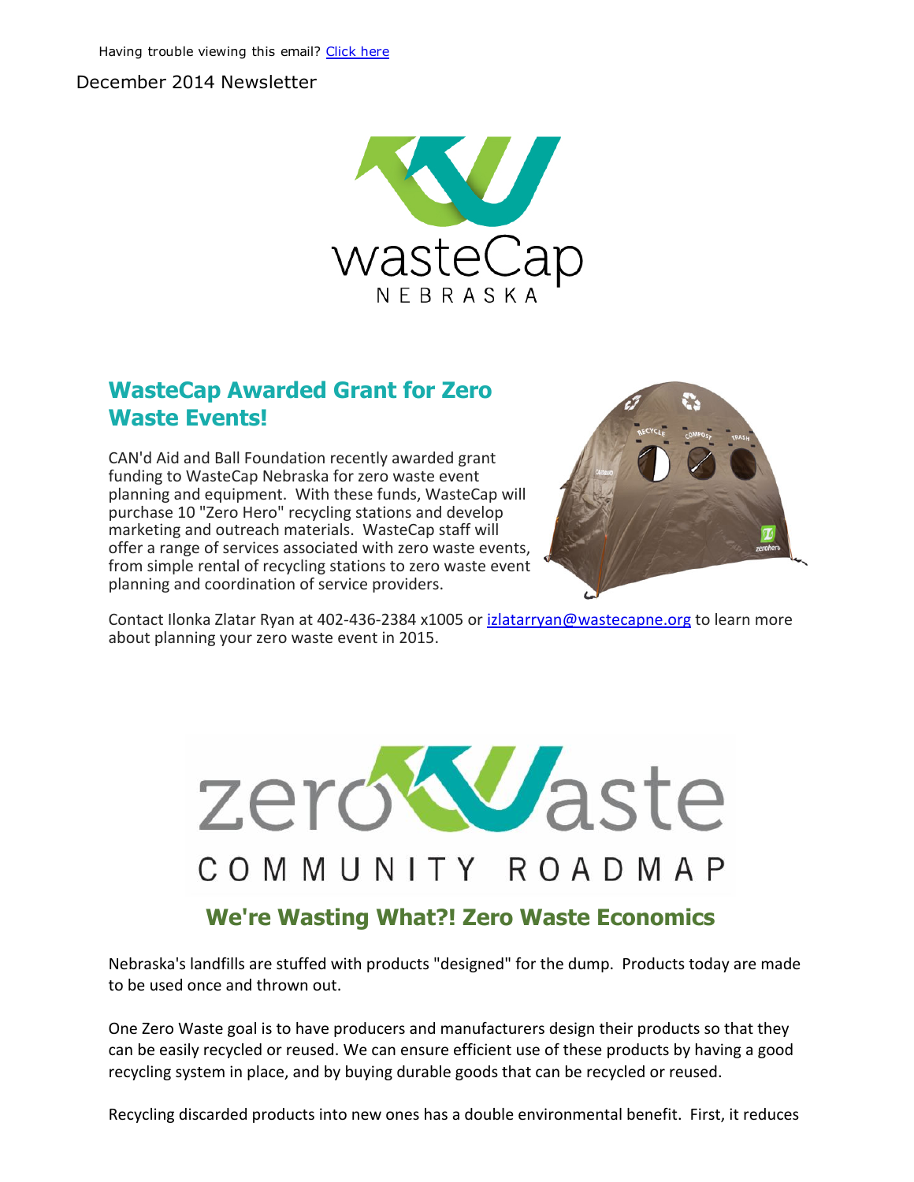Having trouble viewing this email? [Click here]

December 2014 Newsletter

## WasteCap Awarded Grant for Zero Waste Events!

CAN'd Aid and Ball Foundation recently awarded grant funding to WasteCap Nebraska for zero waste event planning and equipment. With these funds, WasteCap will purchase 10 "Zero Hero" recycling stations and develop marketing and outreach materials. WasteCap staff will offer a range of services associated with zero waste events, from simple rental of recycling stations to zero waste event planning and coordination of service providers.

Contact Ilonka Zlatar Ryan at 402-436-2384 x1005 or izlatarryan@wastecapne.org to learn more about planning your zero waste event in 2015.

## We're Wasting What?! Zero Waste Economics

Nebraska's landfills are stuffed with products "designed" for the dump. Products today are made to be used once and thrown out.

One Zero Waste goal is to have producers and manufacturers design their products so that they can be easily recycled or reused. We can ensure efficient use of these products by having a good recycling system in place, and by buying durable goods that can be recycled or reused.

Recycling discarded products into new ones has a double environmental benefit. First, it reduces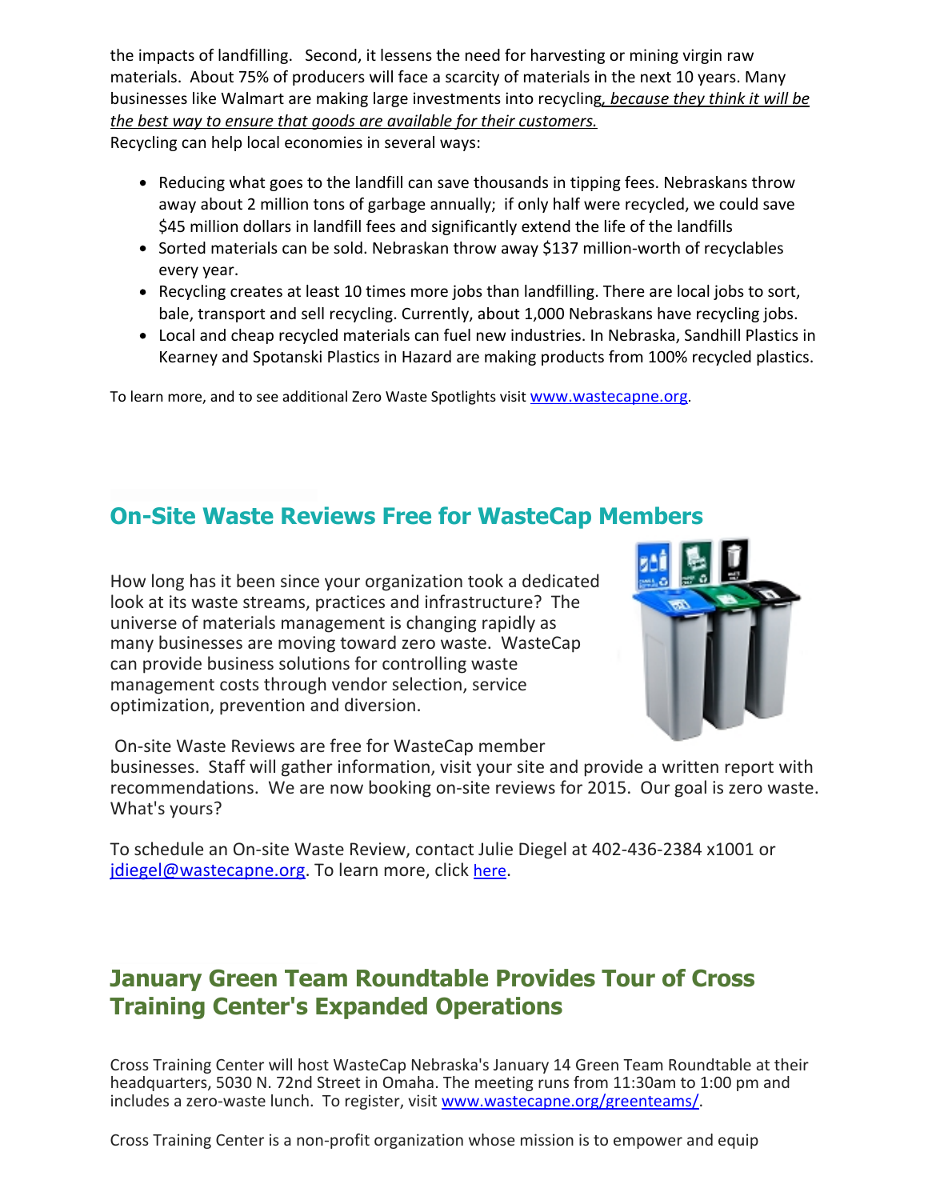the impacts of landfilling. Second, it lessens the need for harvesting or mining virgin raw materials. About 75% of producers will face a scarcity of materials in the next 10 years. Many businesses like Walmart are making large investments into recycling*, because they think it will be the best way to ensure that goods are available for their customers.*

Recycling can help local economies in several ways:

- Reducing what goes to the landfill can save thousands in tipping fees. Nebraskans throw away about 2 million tons of garbage annually; if only half were recycled, we could save $45 million dollars in landfill fees and significantly extend the life of the landfills
- Sorted materials can be sold. Nebraskan throw away $137 million-worth of recyclables every year.
- Recycling creates at least 10 times more jobs than landfilling. There are local jobs to sort, bale, transport and sell recycling. Currently, about 1,000 Nebraskans have recycling jobs.
- Local and cheap recycled materials can fuel new industries. In Nebraska, Sandhill Plastics in Kearney and Spotanski Plastics in Hazard are making products from 100% recycled plastics.

To learn more, and to see additional Zero Waste Spotlights visit www.wastecapne.org.

## On-Site Waste Reviews Free for WasteCap Members

How long has it been since your organization took a dedicated look at its waste streams, practices and infrastructure? The universe of materials management is changing rapidly as many businesses are moving toward zero waste. WasteCap can provide business solutions for controlling waste management costs through vendor selection, service optimization, prevention and diversion.

On-site Waste Reviews are free for WasteCap member businesses. Staff will gather information, visit your site and provide a written report with recommendations. We are now booking on-site reviews for 2015. Our goal is zero waste. What's yours?

To schedule an On-site Waste Review, contact Julie Diegel at 402-436-2384 x1001 or jdiegel@wastecapne.org. To learn more, click here.

## January Green Team Roundtable Provides Tour of Cross Training Center's Expanded Operations

Cross Training Center will host WasteCap Nebraska's January 14 Green Team Roundtable at their headquarters, 5030 N. 72nd Street in Omaha. The meeting runs from 11:30am to 1:00 pm and includes a zero-waste lunch. To register, visit www.wastecapne.org/greenteams/.

Cross Training Center is a non-profit organization whose mission is to empower and equip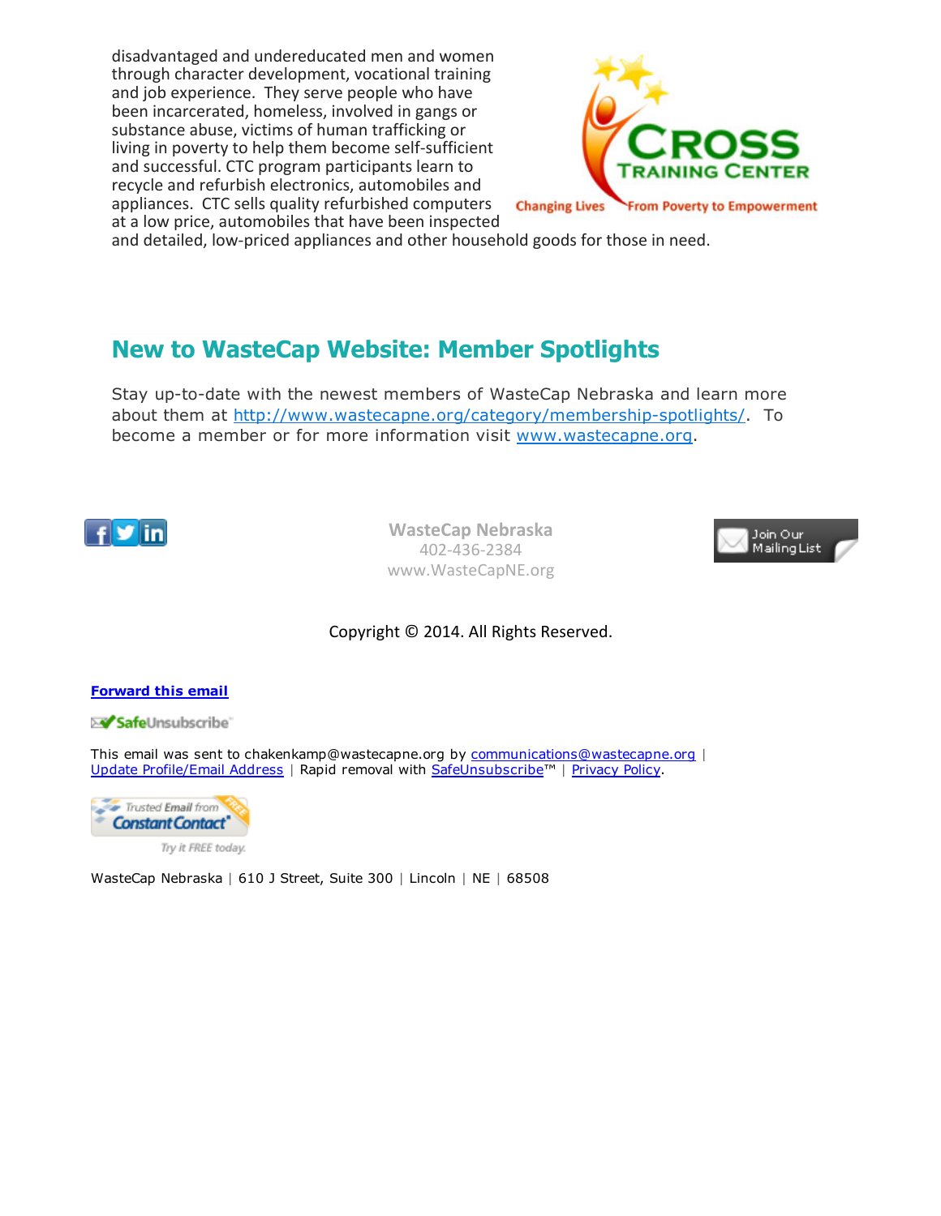disadvantaged and undereducated men and women through character development, vocational training and job experience. They serve people who have been incarcerated, homeless, involved in gangs or substance abuse, victims of human trafficking or living in poverty to help them become self-sufficient and successful. CTC program participants learn to recycle and refurbish electronics, automobiles and appliances. CTC sells quality refurbished computers at a low price, automobiles that have been inspected and detailed, low-priced appliances and other household goods for those in need.

Cross Training Center

Changing Lives From Poverty to Empowerment

## New to WasteCap Website: Member Spotlights

Stay up-to-date with the newest members of WasteCap Nebraska and learn more about them at http://www.wastecapne.org/category/membership-spotlights/. To become a member or for more information visit www.wastecapne.org.

**WasteCap Nebraska**
402-436-2384
www.WasteCapNE.org

Join Our Mailing List

Copyright © 2014. All Rights Reserved.

**Forward this email**

SafeUnsubscribe

This email was sent to chakenkamp@wastecapne.org by communications@wastecapne.org | Update Profile/Email Address | Rapid removal with SafeUnsubscribe™ | Privacy Policy.

Trusted Email from Constant Contact. Try it FREE today.

WasteCap Nebraska | 610 J Street, Suite 300 | Lincoln | NE | 68508